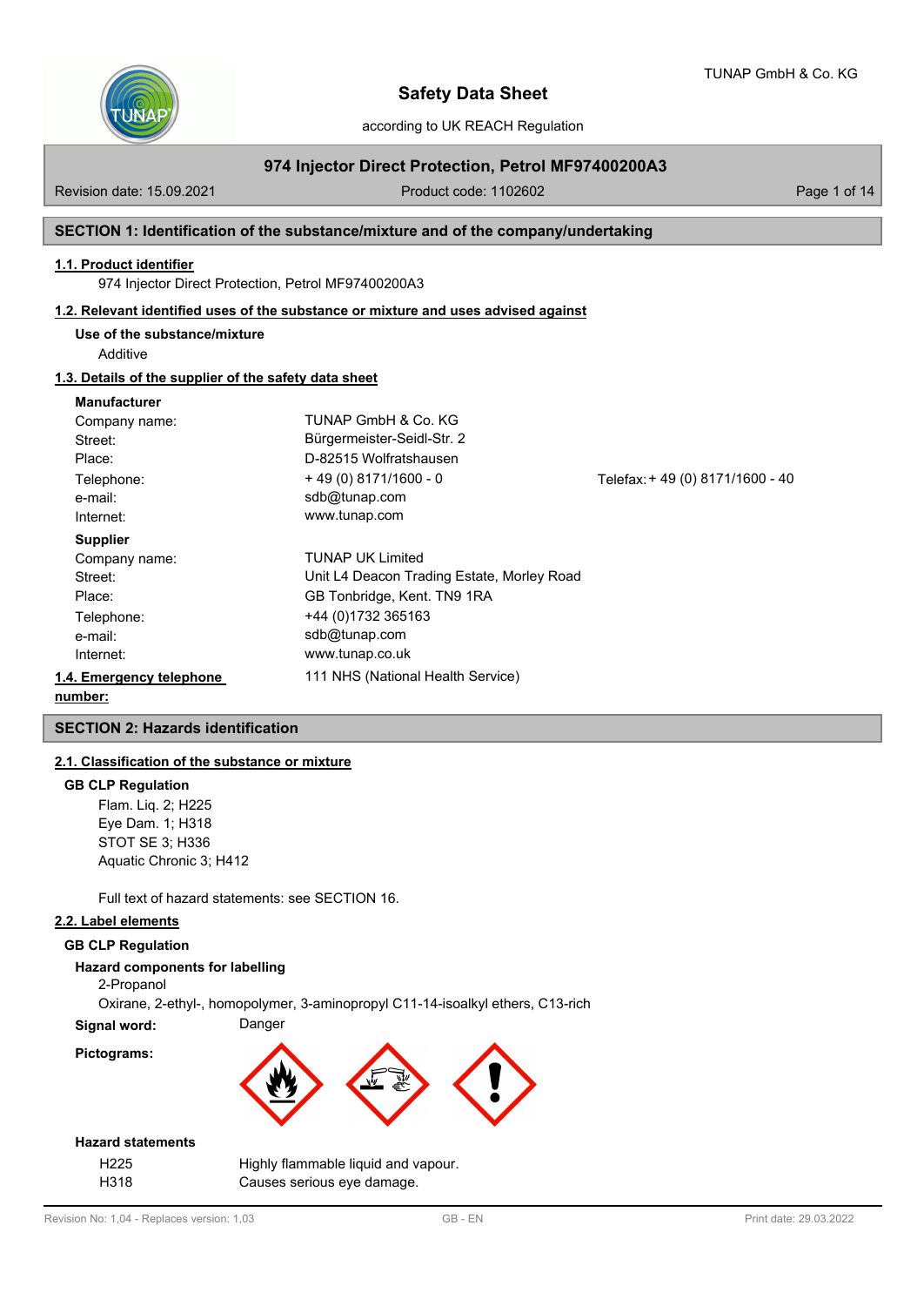# Safety Data Sheet

according to UK REACH Regulation

## 974 Injector Direct Protection, Petrol MF97400200A3

Revision date: 15.09.2021 | Product code: 1102602

## SECTION 1: Identification of the substance/mixture and of the company/undertaking

### 1.1. Product identifier

974 Injector Direct Protection, Petrol MF97400200A3

### 1.2. Relevant identified uses of the substance or mixture and uses advised against

**Use of the substance/mixture**

Additive

### 1.3. Details of the supplier of the safety data sheet

**Manufacturer**

| | | |
|---|---|---|
| Company name: | TUNAP GmbH & Co. KG | |
| Street: | Bürgermeister-Seidl-Str. 2 | |
| Place: | D-82515 Wolfratshausen | |
| Telephone: | + 49 (0) 8171/1600 - 0 | Telefax: + 49 (0) 8171/1600 - 40 |
| e-mail: | sdb@tunap.com | |
| Internet: | www.tunap.com | |

**Supplier**

| | |
|---|---|
| Company name: | TUNAP UK Limited |
| Street: | Unit L4 Deacon Trading Estate, Morley Road |
| Place: | GB Tonbridge, Kent. TN9 1RA |
| Telephone: | +44 (0)1732 365163 |
| e-mail: | sdb@tunap.com |
| Internet: | www.tunap.co.uk |

### 1.4. Emergency telephone number:

111 NHS (National Health Service)

## SECTION 2: Hazards identification

### 2.1. Classification of the substance or mixture

**GB CLP Regulation**

Flam. Liq. 2; H225
Eye Dam. 1; H318
STOT SE 3; H336
Aquatic Chronic 3; H412

Full text of hazard statements: see SECTION 16.

### 2.2. Label elements

**GB CLP Regulation**

**Hazard components for labelling**

2-Propanol
Oxirane, 2-ethyl-, homopolymer, 3-aminopropyl C11-14-isoalkyl ethers, C13-rich

**Signal word:** Danger

**Pictograms:**

**Hazard statements**

| | |
|---|---|
| H225 | Highly flammable liquid and vapour. |
| H318 | Causes serious eye damage. |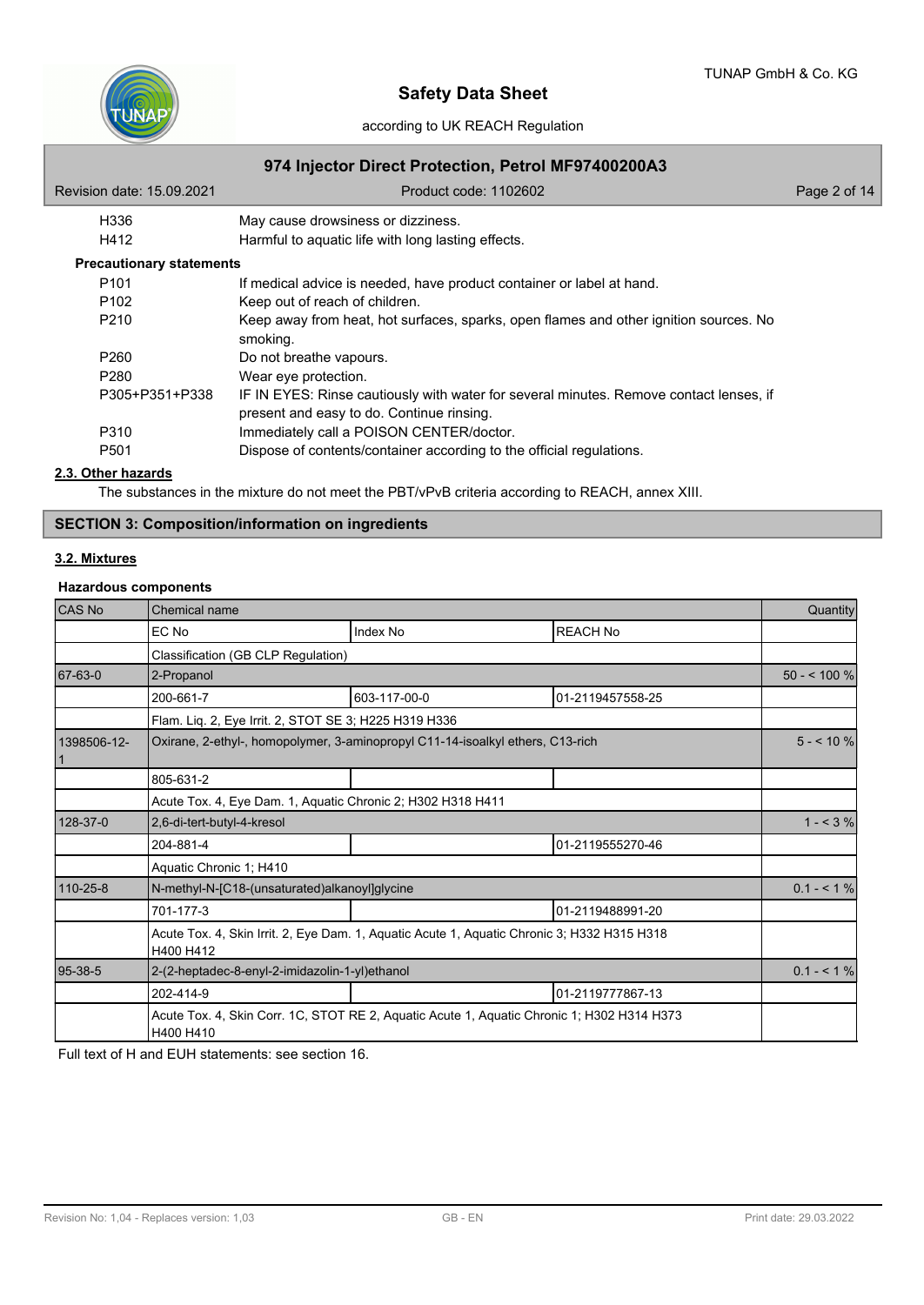| | |
|---|---|
| H336 | May cause drowsiness or dizziness. |
| H412 | Harmful to aquatic life with long lasting effects. |

**Precautionary statements**

| | |
|---|---|
| P101 | If medical advice is needed, have product container or label at hand. |
| P102 | Keep out of reach of children. |
| P210 | Keep away from heat, hot surfaces, sparks, open flames and other ignition sources. No smoking. |
| P260 | Do not breathe vapours. |
| P280 | Wear eye protection. |
| P305+P351+P338 | IF IN EYES: Rinse cautiously with water for several minutes. Remove contact lenses, if present and easy to do. Continue rinsing. |
| P310 | Immediately call a POISON CENTER/doctor. |
| P501 | Dispose of contents/container according to the official regulations. |

### 2.3. Other hazards

The substances in the mixture do not meet the PBT/vPvB criteria according to REACH, annex XIII.

## SECTION 3: Composition/information on ingredients

### 3.2. Mixtures

**Hazardous components**

| CAS No | Chemical name | | | Quantity |
|---|---|---|---|---|
| | EC No | Index No | REACH No | |
| | Classification (GB CLP Regulation) | | | |
| 67-63-0 | 2-Propanol | | | 50 - < 100 % |
| | 200-661-7 | 603-117-00-0 | 01-2119457558-25 | |
| | Flam. Liq. 2, Eye Irrit. 2, STOT SE 3; H225 H319 H336 | | | |
| 1398506-12-1 | Oxirane, 2-ethyl-, homopolymer, 3-aminopropyl C11-14-isoalkyl ethers, C13-rich | | | 5 - < 10 % |
| | 805-631-2 | | | |
| | Acute Tox. 4, Eye Dam. 1, Aquatic Chronic 2; H302 H318 H411 | | | |
| 128-37-0 | 2,6-di-tert-butyl-4-kresol | | | 1 - < 3 % |
| | 204-881-4 | | 01-2119555270-46 | |
| | Aquatic Chronic 1; H410 | | | |
| 110-25-8 | N-methyl-N-[C18-(unsaturated)alkanoyl]glycine | | | 0.1 - < 1 % |
| | 701-177-3 | | 01-2119488991-20 | |
| | Acute Tox. 4, Skin Irrit. 2, Eye Dam. 1, Aquatic Acute 1, Aquatic Chronic 3; H332 H315 H318 H400 H412 | | | |
| 95-38-5 | 2-(2-heptadec-8-enyl-2-imidazolin-1-yl)ethanol | | | 0.1 - < 1 % |
| | 202-414-9 | | 01-2119777867-13 | |
| | Acute Tox. 4, Skin Corr. 1C, STOT RE 2, Aquatic Acute 1, Aquatic Chronic 1; H302 H314 H373 H400 H410 | | | |

Full text of H and EUH statements: see section 16.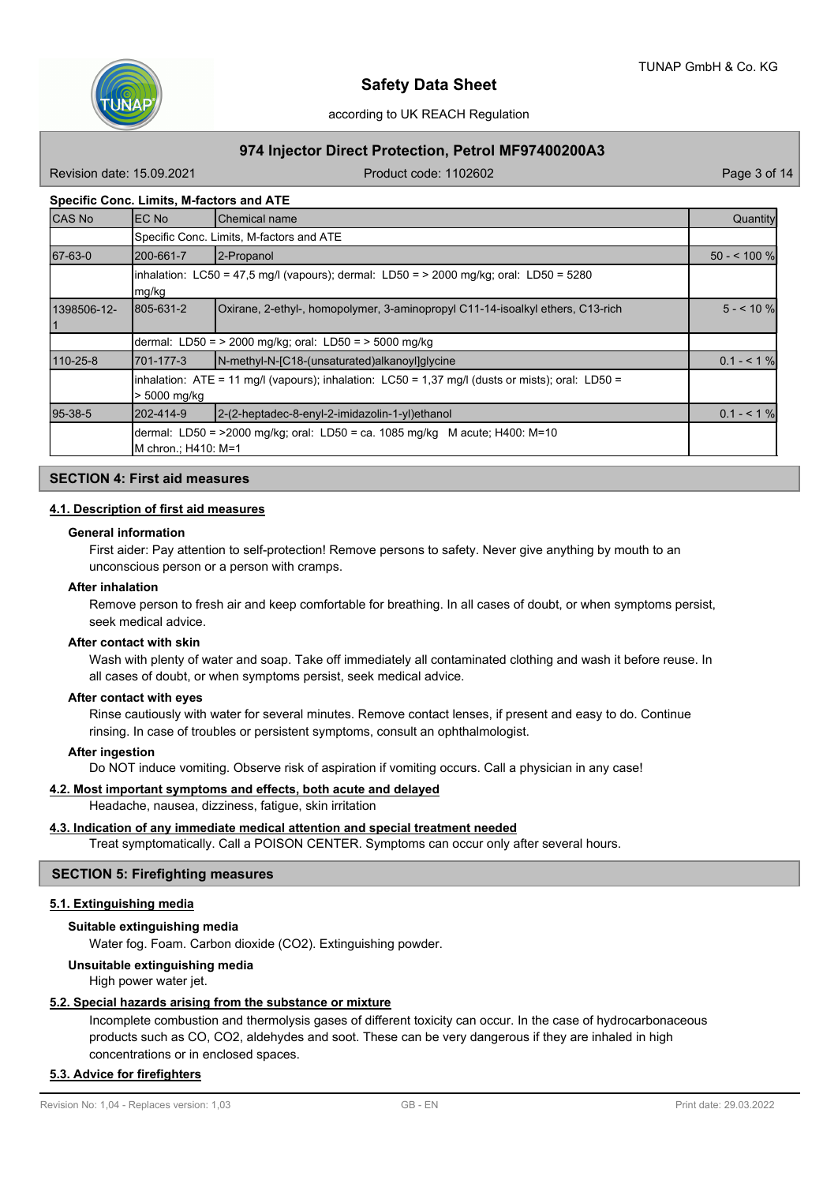**Specific Conc. Limits, M-factors and ATE**

| CAS No | EC No | Chemical name | Quantity |
|---|---|---|---|
| | Specific Conc. Limits, M-factors and ATE | | |
| 67-63-0 | 200-661-7 | 2-Propanol | 50 - < 100 % |
| | inhalation: LC50 = 47,5 mg/l (vapours); dermal: LD50 = > 2000 mg/kg; oral: LD50 = 5280 mg/kg | | |
| 1398506-12-1 | 805-631-2 | Oxirane, 2-ethyl-, homopolymer, 3-aminopropyl C11-14-isoalkyl ethers, C13-rich | 5 - < 10 % |
| | dermal: LD50 = > 2000 mg/kg; oral: LD50 = > 5000 mg/kg | | |
| 110-25-8 | 701-177-3 | N-methyl-N-[C18-(unsaturated)alkanoyl]glycine | 0.1 - < 1 % |
| | inhalation: ATE = 11 mg/l (vapours); inhalation: LC50 = 1,37 mg/l (dusts or mists); oral: LD50 = > 5000 mg/kg | | |
| 95-38-5 | 202-414-9 | 2-(2-heptadec-8-enyl-2-imidazolin-1-yl)ethanol | 0.1 - < 1 % |
| | dermal: LD50 = >2000 mg/kg; oral: LD50 = ca. 1085 mg/kg M acute; H400: M=10 M chron.; H410: M=1 | | |

## SECTION 4: First aid measures

### 4.1. Description of first aid measures

**General information**

First aider: Pay attention to self-protection! Remove persons to safety. Never give anything by mouth to an unconscious person or a person with cramps.

**After inhalation**

Remove person to fresh air and keep comfortable for breathing. In all cases of doubt, or when symptoms persist, seek medical advice.

**After contact with skin**

Wash with plenty of water and soap. Take off immediately all contaminated clothing and wash it before reuse. In all cases of doubt, or when symptoms persist, seek medical advice.

**After contact with eyes**

Rinse cautiously with water for several minutes. Remove contact lenses, if present and easy to do. Continue rinsing. In case of troubles or persistent symptoms, consult an ophthalmologist.

**After ingestion**

Do NOT induce vomiting. Observe risk of aspiration if vomiting occurs. Call a physician in any case!

### 4.2. Most important symptoms and effects, both acute and delayed

Headache, nausea, dizziness, fatigue, skin irritation

### 4.3. Indication of any immediate medical attention and special treatment needed

Treat symptomatically. Call a POISON CENTER. Symptoms can occur only after several hours.

## SECTION 5: Firefighting measures

### 5.1. Extinguishing media

**Suitable extinguishing media**

Water fog. Foam. Carbon dioxide ($CO_2$). Extinguishing powder.

**Unsuitable extinguishing media**

High power water jet.

### 5.2. Special hazards arising from the substance or mixture

Incomplete combustion and thermolysis gases of different toxicity can occur. In the case of hydrocarbonaceous products such as CO, $CO_2$, aldehydes and soot. These can be very dangerous if they are inhaled in high concentrations or in enclosed spaces.

### 5.3. Advice for firefighters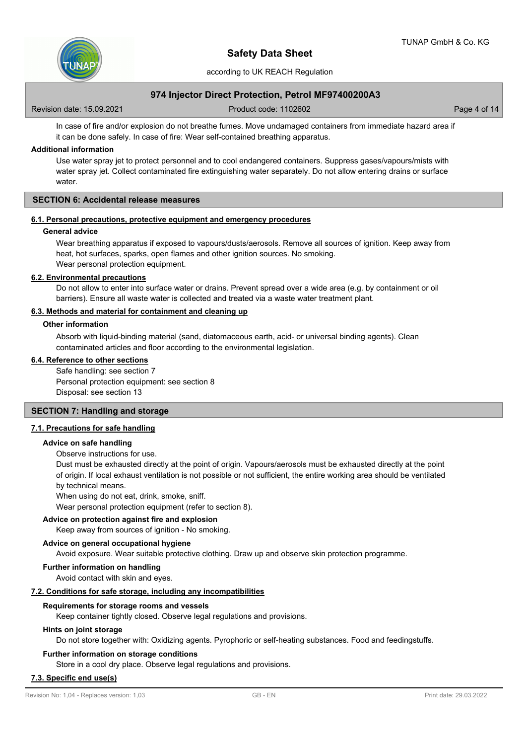In case of fire and/or explosion do not breathe fumes. Move undamaged containers from immediate hazard area if it can be done safely. In case of fire: Wear self-contained breathing apparatus.

**Additional information**

Use water spray jet to protect personnel and to cool endangered containers. Suppress gases/vapours/mists with water spray jet. Collect contaminated fire extinguishing water separately. Do not allow entering drains or surface water.

## SECTION 6: Accidental release measures

### 6.1. Personal precautions, protective equipment and emergency procedures

**General advice**

Wear breathing apparatus if exposed to vapours/dusts/aerosols. Remove all sources of ignition. Keep away from heat, hot surfaces, sparks, open flames and other ignition sources. No smoking.
Wear personal protection equipment.

### 6.2. Environmental precautions

Do not allow to enter into surface water or drains. Prevent spread over a wide area (e.g. by containment or oil barriers). Ensure all waste water is collected and treated via a waste water treatment plant.

### 6.3. Methods and material for containment and cleaning up

**Other information**

Absorb with liquid-binding material (sand, diatomaceous earth, acid- or universal binding agents). Clean contaminated articles and floor according to the environmental legislation.

### 6.4. Reference to other sections

Safe handling: see section 7
Personal protection equipment: see section 8
Disposal: see section 13

## SECTION 7: Handling and storage

### 7.1. Precautions for safe handling

**Advice on safe handling**

Observe instructions for use.
Dust must be exhausted directly at the point of origin. Vapours/aerosols must be exhausted directly at the point of origin. If local exhaust ventilation is not possible or not sufficient, the entire working area should be ventilated by technical means.
When using do not eat, drink, smoke, sniff.
Wear personal protection equipment (refer to section 8).

**Advice on protection against fire and explosion**

Keep away from sources of ignition - No smoking.

**Advice on general occupational hygiene**

Avoid exposure. Wear suitable protective clothing. Draw up and observe skin protection programme.

**Further information on handling**

Avoid contact with skin and eyes.

### 7.2. Conditions for safe storage, including any incompatibilities

**Requirements for storage rooms and vessels**

Keep container tightly closed. Observe legal regulations and provisions.

**Hints on joint storage**

Do not store together with: Oxidizing agents. Pyrophoric or self-heating substances. Food and feedingstuffs.

**Further information on storage conditions**

Store in a cool dry place. Observe legal regulations and provisions.

### 7.3. Specific end use(s)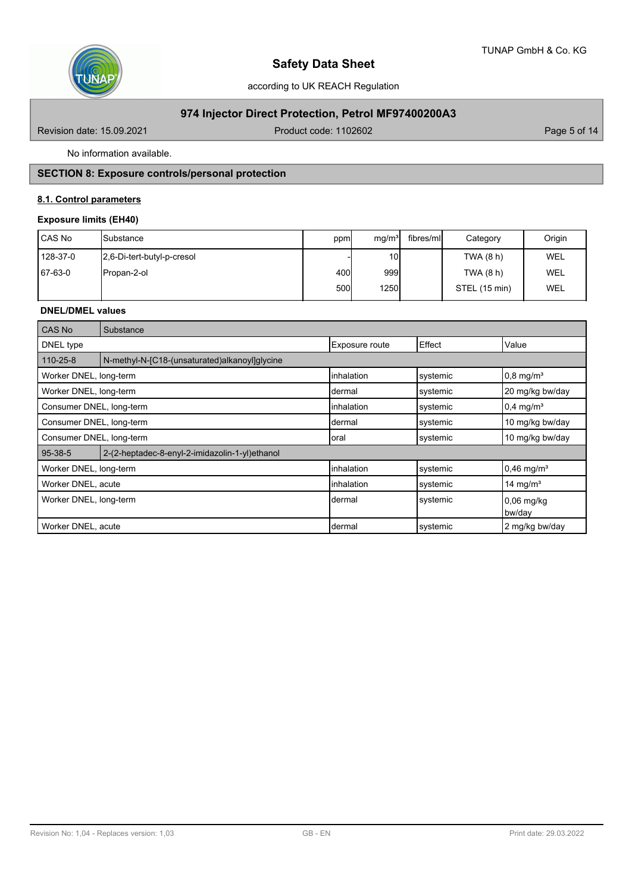No information available.

## SECTION 8: Exposure controls/personal protection

### 8.1. Control parameters

#### Exposure limits (EH40)

| CAS No | Substance | ppm | mg/m³ | fibres/ml | Category | Origin |
|---|---|---|---|---|---|---|
| 128-37-0 | 2,6-Di-tert-butyl-p-cresol | - | 10 | | TWA (8 h) | WEL |
| 67-63-0 | Propan-2-ol | 400 | 999 | | TWA (8 h) | WEL |
| | | 500 | 1250 | | STEL (15 min) | WEL |

#### DNEL/DMEL values

| CAS No | Substance | | | |
|---|---|---|---|---|
| DNEL type | | Exposure route | Effect | Value |
| 110-25-8 | N-methyl-N-[C18-(unsaturated)alkanoyl]glycine | | | |
| Worker DNEL, long-term | | inhalation | systemic | 0,8 mg/m³ |
| Worker DNEL, long-term | | dermal | systemic | 20 mg/kg bw/day |
| Consumer DNEL, long-term | | inhalation | systemic | 0,4 mg/m³ |
| Consumer DNEL, long-term | | dermal | systemic | 10 mg/kg bw/day |
| Consumer DNEL, long-term | | oral | systemic | 10 mg/kg bw/day |
| 95-38-5 | 2-(2-heptadec-8-enyl-2-imidazolin-1-yl)ethanol | | | |
| Worker DNEL, long-term | | inhalation | systemic | 0,46 mg/m³ |
| Worker DNEL, acute | | inhalation | systemic | 14 mg/m³ |
| Worker DNEL, long-term | | dermal | systemic | 0,06 mg/kg bw/day |
| Worker DNEL, acute | | dermal | systemic | 2 mg/kg bw/day |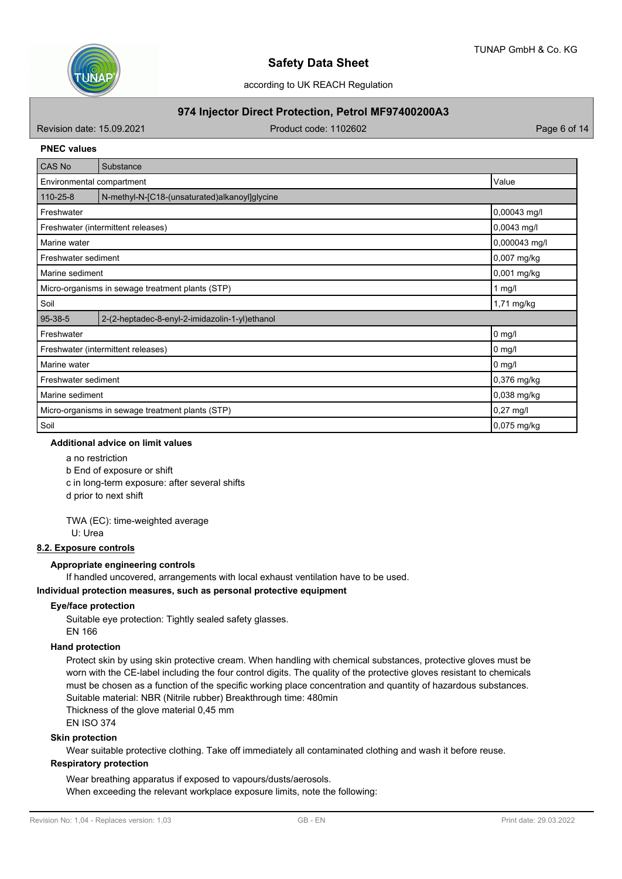**PNEC values**

| CAS No | Substance | |
|---|---|---|
| Environmental compartment | | Value |
| 110-25-8 | N-methyl-N-[C18-(unsaturated)alkanoyl]glycine | |
| Freshwater | | 0,00043 mg/l |
| Freshwater (intermittent releases) | | 0,0043 mg/l |
| Marine water | | 0,000043 mg/l |
| Freshwater sediment | | 0,007 mg/kg |
| Marine sediment | | 0,001 mg/kg |
| Micro-organisms in sewage treatment plants (STP) | | 1 mg/l |
| Soil | | 1,71 mg/kg |
| 95-38-5 | 2-(2-heptadec-8-enyl-2-imidazolin-1-yl)ethanol | |
| Freshwater | | 0 mg/l |
| Freshwater (intermittent releases) | | 0 mg/l |
| Marine water | | 0 mg/l |
| Freshwater sediment | | 0,376 mg/kg |
| Marine sediment | | 0,038 mg/kg |
| Micro-organisms in sewage treatment plants (STP) | | 0,27 mg/l |
| Soil | | 0,075 mg/kg |

**Additional advice on limit values**

a no restriction
b End of exposure or shift
c in long-term exposure: after several shifts
d prior to next shift

TWA (EC): time-weighted average
U: Urea

## 8.2. Exposure controls

**Appropriate engineering controls**

If handled uncovered, arrangements with local exhaust ventilation have to be used.

**Individual protection measures, such as personal protective equipment**

**Eye/face protection**

Suitable eye protection: Tightly sealed safety glasses.
EN 166

**Hand protection**

Protect skin by using skin protective cream. When handling with chemical substances, protective gloves must be worn with the CE-label including the four control digits. The quality of the protective gloves resistant to chemicals must be chosen as a function of the specific working place concentration and quantity of hazardous substances.
Suitable material: NBR (Nitrile rubber) Breakthrough time: 480min
Thickness of the glove material 0,45 mm
EN ISO 374

**Skin protection**

Wear suitable protective clothing. Take off immediately all contaminated clothing and wash it before reuse.

**Respiratory protection**

Wear breathing apparatus if exposed to vapours/dusts/aerosols.
When exceeding the relevant workplace exposure limits, note the following: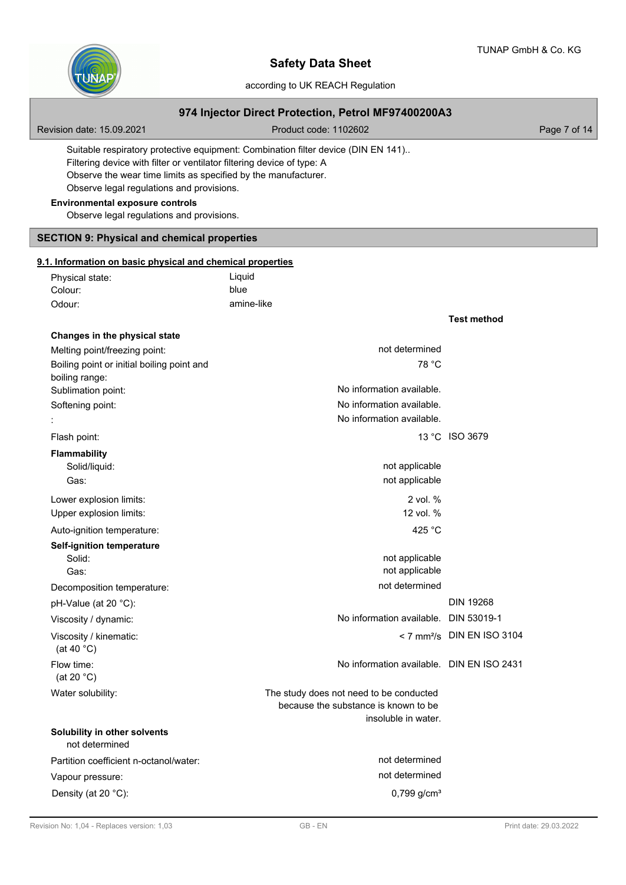Suitable respiratory protective equipment: Combination filter device (DIN EN 141)..
Filtering device with filter or ventilator filtering device of type: A
Observe the wear time limits as specified by the manufacturer.
Observe legal regulations and provisions.

**Environmental exposure controls**

Observe legal regulations and provisions.

## SECTION 9: Physical and chemical properties

### 9.1. Information on basic physical and chemical properties

| | | |
|---|---|---|
| Physical state: | Liquid | |
| Colour: | blue | |
| Odour: | amine-like | |
| | | **Test method** |
| **Changes in the physical state** | | |
| Melting point/freezing point: | not determined | |
| Boiling point or initial boiling point and boiling range: | 78 °C | |
| Sublimation point: | No information available. | |
| Softening point: | No information available. | |
| : | No information available. | |
| Flash point: | 13 °C | ISO 3679 |
| **Flammability** | | |
| Solid/liquid: | not applicable | |
| Gas: | not applicable | |
| Lower explosion limits: | 2 vol. % | |
| Upper explosion limits: | 12 vol. % | |
| Auto-ignition temperature: | 425 °C | |
| **Self-ignition temperature** | | |
| Solid: | not applicable | |
| Gas: | not applicable | |
| Decomposition temperature: | not determined | |
| pH-Value (at 20 °C): | | DIN 19268 |
| Viscosity / dynamic: | No information available. | DIN 53019-1 |
| Viscosity / kinematic: (at 40 °C) | < 7 mm²/s | DIN EN ISO 3104 |
| Flow time: (at 20 °C) | No information available. | DIN EN ISO 2431 |
| Water solubility: | The study does not need to be conducted because the substance is known to be insoluble in water. | |
| **Solubility in other solvents** | | |
| not determined | | |
| Partition coefficient n-octanol/water: | not determined | |
| Vapour pressure: | not determined | |
| Density (at 20 °C): | 0,799 g/cm³ | |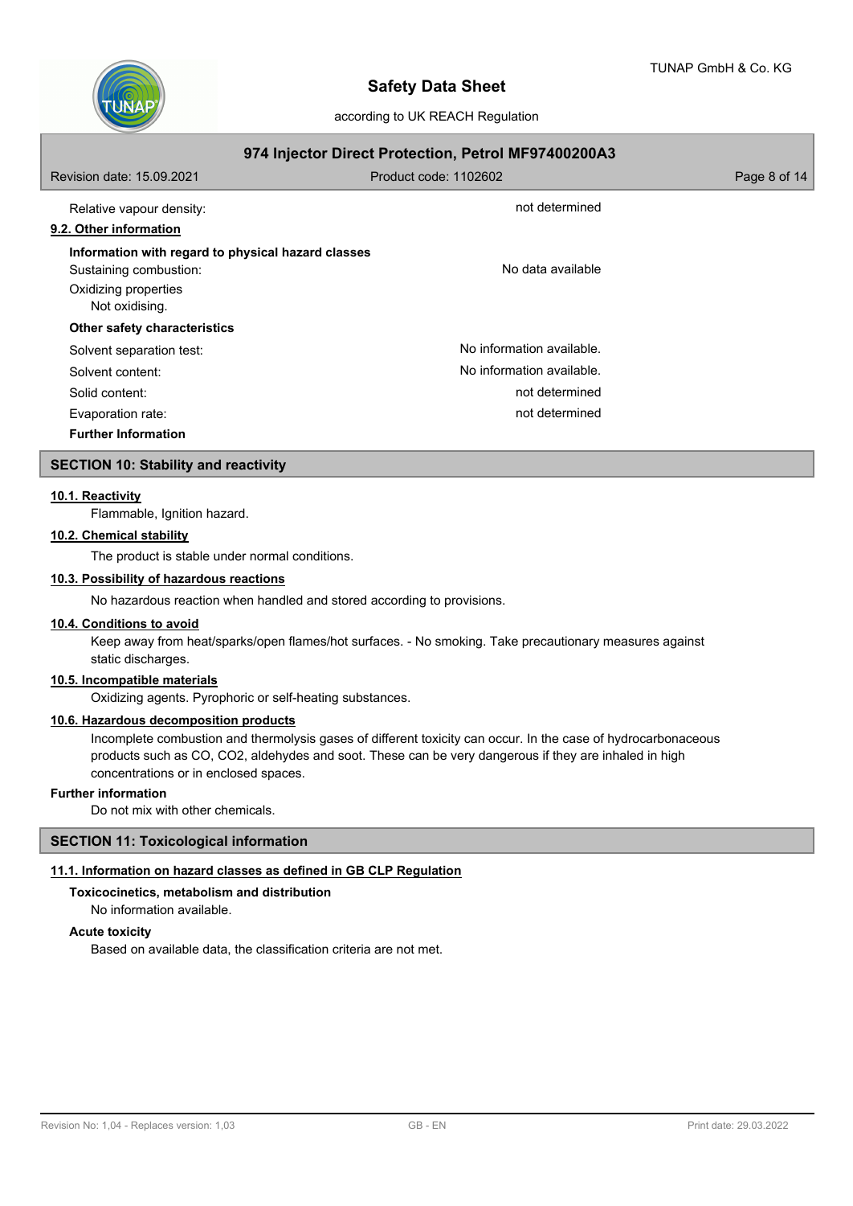| | |
|---|---|
| Relative vapour density: | not determined |

### 9.2. Other information

**Information with regard to physical hazard classes**

| | |
|---|---|
| Sustaining combustion: | No data available |

Oxidizing properties
Not oxidising.

**Other safety characteristics**

| | |
|---|---|
| Solvent separation test: | No information available. |
| Solvent content: | No information available. |
| Solid content: | not determined |
| Evaporation rate: | not determined |

**Further Information**

## SECTION 10: Stability and reactivity

### 10.1. Reactivity

Flammable, Ignition hazard.

### 10.2. Chemical stability

The product is stable under normal conditions.

### 10.3. Possibility of hazardous reactions

No hazardous reaction when handled and stored according to provisions.

### 10.4. Conditions to avoid

Keep away from heat/sparks/open flames/hot surfaces. - No smoking. Take precautionary measures against static discharges.

### 10.5. Incompatible materials

Oxidizing agents. Pyrophoric or self-heating substances.

### 10.6. Hazardous decomposition products

Incomplete combustion and thermolysis gases of different toxicity can occur. In the case of hydrocarbonaceous products such as CO, $CO_2$, aldehydes and soot. These can be very dangerous if they are inhaled in high concentrations or in enclosed spaces.

**Further information**

Do not mix with other chemicals.

## SECTION 11: Toxicological information

### 11.1. Information on hazard classes as defined in GB CLP Regulation

**Toxicocinetics, metabolism and distribution**

No information available.

**Acute toxicity**

Based on available data, the classification criteria are not met.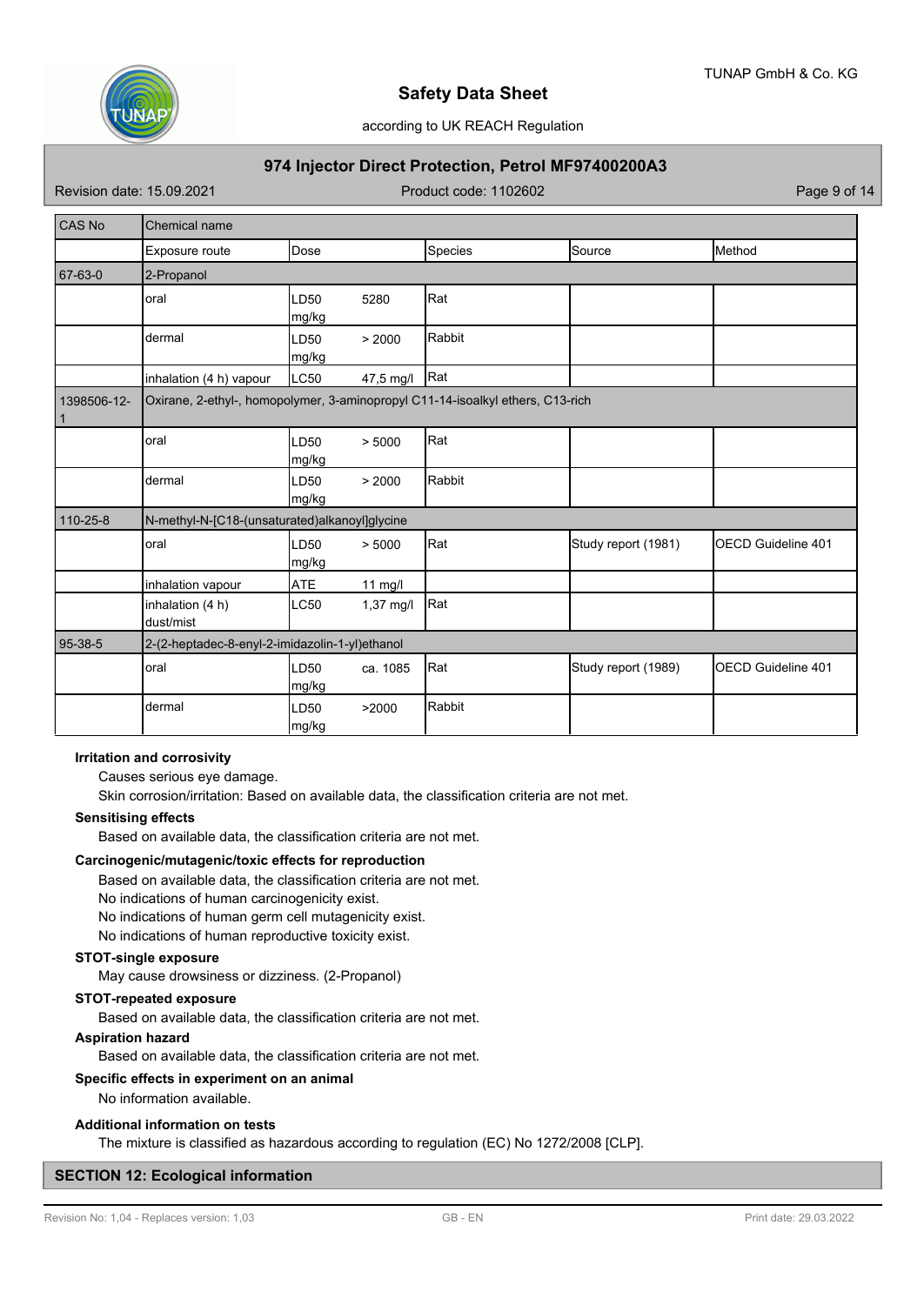| CAS No | Chemical name | | | | |
| --- | --- | --- | --- | --- | --- |
| | Exposure route | Dose | Species | Source | Method |
| 67-63-0 | 2-Propanol | | | | |
| | oral | LD50 5280 mg/kg | Rat | | |
| | dermal | LD50 > 2000 mg/kg | Rabbit | | |
| | inhalation (4 h) vapour | LC50 47,5 mg/l | Rat | | |
| 1398506-12-1 | Oxirane, 2-ethyl-, homopolymer, 3-aminopropyl C11-14-isoalkyl ethers, C13-rich | | | | |
| | oral | LD50 > 5000 mg/kg | Rat | | |
| | dermal | LD50 > 2000 mg/kg | Rabbit | | |
| 110-25-8 | N-methyl-N-[C18-(unsaturated)alkanoyl]glycine | | | | |
| | oral | LD50 > 5000 mg/kg | Rat | Study report (1981) | OECD Guideline 401 |
| | inhalation vapour | ATE 11 mg/l | | | |
| | inhalation (4 h) dust/mist | LC50 1,37 mg/l | Rat | | |
| 95-38-5 | 2-(2-heptadec-8-enyl-2-imidazolin-1-yl)ethanol | | | | |
| | oral | LD50 ca. 1085 mg/kg | Rat | Study report (1989) | OECD Guideline 401 |
| | dermal | LD50 >2000 mg/kg | Rabbit | | |

**Irritation and corrosivity**

Causes serious eye damage.

Skin corrosion/irritation: Based on available data, the classification criteria are not met.

**Sensitising effects**

Based on available data, the classification criteria are not met.

**Carcinogenic/mutagenic/toxic effects for reproduction**

Based on available data, the classification criteria are not met.

No indications of human carcinogenicity exist.

No indications of human germ cell mutagenicity exist.

No indications of human reproductive toxicity exist.

**STOT-single exposure**

May cause drowsiness or dizziness. (2-Propanol)

**STOT-repeated exposure**

Based on available data, the classification criteria are not met.

**Aspiration hazard**

Based on available data, the classification criteria are not met.

**Specific effects in experiment on an animal**

No information available.

**Additional information on tests**

The mixture is classified as hazardous according to regulation (EC) No 1272/2008 [CLP].

## SECTION 12: Ecological information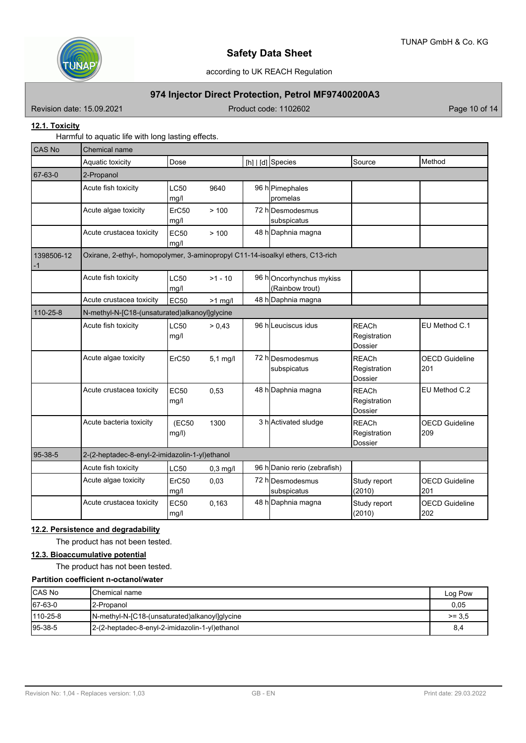### 12.1. Toxicity

Harmful to aquatic life with long lasting effects.

| CAS No | Chemical name | | | | | |
|---|---|---|---|---|---|---|
| | Aquatic toxicity | Dose | [h] \| [d] | Species | Source | Method |
| 67-63-0 | 2-Propanol | | | | | |
| | Acute fish toxicity | LC50 9640 mg/l | 96 h | Pimephales promelas | | |
| | Acute algae toxicity | ErC50 > 100 mg/l | 72 h | Desmodesmus subspicatus | | |
| | Acute crustacea toxicity | EC50 > 100 mg/l | 48 h | Daphnia magna | | |
| 1398506-12-1 | Oxirane, 2-ethyl-, homopolymer, 3-aminopropyl C11-14-isoalkyl ethers, C13-rich | | | | | |
| | Acute fish toxicity | LC50 >1 - 10 mg/l | 96 h | Oncorhynchus mykiss (Rainbow trout) | | |
| | Acute crustacea toxicity | EC50 >1 mg/l | 48 h | Daphnia magna | | |
| 110-25-8 | N-methyl-N-[C18-(unsaturated)alkanoyl]glycine | | | | | |
| | Acute fish toxicity | LC50 > 0,43 mg/l | 96 h | Leuciscus idus | REACh Registration Dossier | EU Method C.1 |
| | Acute algae toxicity | ErC50 5,1 mg/l | 72 h | Desmodesmus subspicatus | REACh Registration Dossier | OECD Guideline 201 |
| | Acute crustacea toxicity | EC50 0,53 mg/l | 48 h | Daphnia magna | REACh Registration Dossier | EU Method C.2 |
| | Acute bacteria toxicity | (EC50 1300 mg/l) | 3 h | Activated sludge | REACh Registration Dossier | OECD Guideline 209 |
| 95-38-5 | 2-(2-heptadec-8-enyl-2-imidazolin-1-yl)ethanol | | | | | |
| | Acute fish toxicity | LC50 0,3 mg/l | 96 h | Danio rerio (zebrafish) | | |
| | Acute algae toxicity | ErC50 0,03 mg/l | 72 h | Desmodesmus subspicatus | Study report (2010) | OECD Guideline 201 |
| | Acute crustacea toxicity | EC50 0,163 mg/l | 48 h | Daphnia magna | Study report (2010) | OECD Guideline 202 |

### 12.2. Persistence and degradability

The product has not been tested.

### 12.3. Bioaccumulative potential

The product has not been tested.

**Partition coefficient n-octanol/water**

| CAS No | Chemical name | Log Pow |
|---|---|---|
| 67-63-0 | 2-Propanol | 0,05 |
| 110-25-8 | N-methyl-N-[C18-(unsaturated)alkanoyl]glycine | >= 3,5 |
| 95-38-5 | 2-(2-heptadec-8-enyl-2-imidazolin-1-yl)ethanol | 8,4 |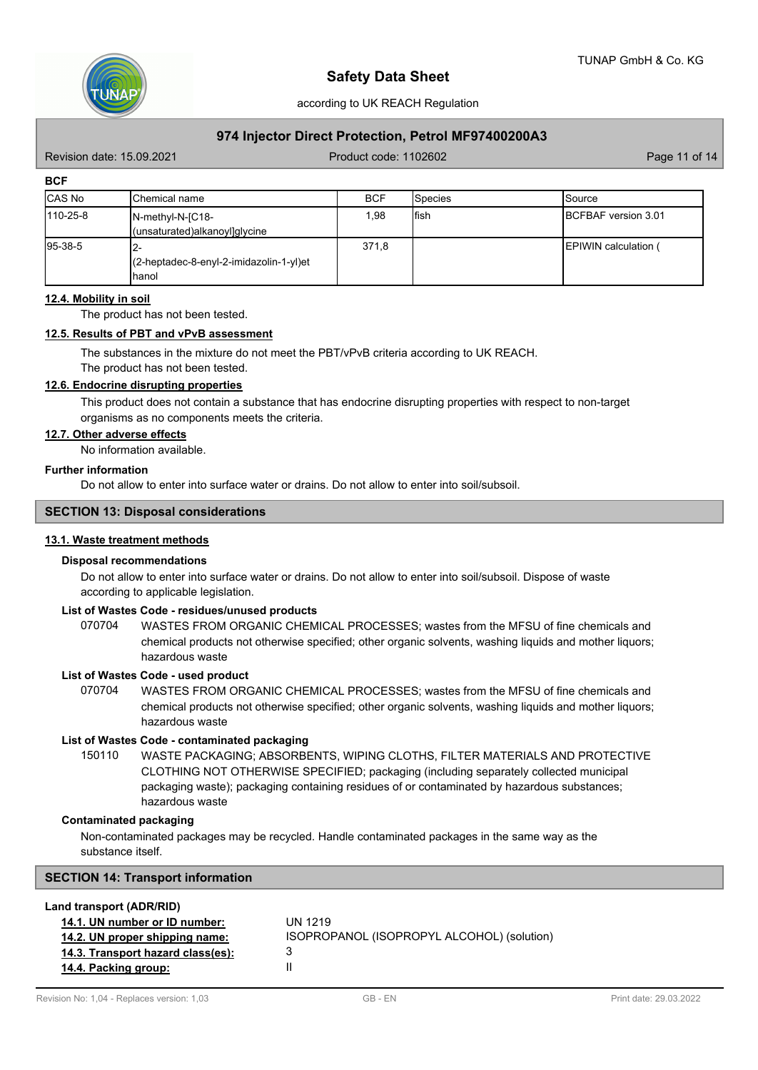**BCF**

| CAS No | Chemical name | BCF | Species | Source |
|---|---|---|---|---|
| 110-25-8 | N-methyl-N-[C18-(unsaturated)alkanoyl]glycine | 1,98 | fish | BCFBAF version 3.01 |
| 95-38-5 | 2-(2-heptadec-8-enyl-2-imidazolin-1-yl)ethanol | 371,8 | | EPIWIN calculation ( |

**12.4. Mobility in soil**

The product has not been tested.

**12.5. Results of PBT and vPvB assessment**

The substances in the mixture do not meet the PBT/vPvB criteria according to UK REACH.
The product has not been tested.

**12.6. Endocrine disrupting properties**

This product does not contain a substance that has endocrine disrupting properties with respect to non-target organisms as no components meets the criteria.

**12.7. Other adverse effects**

No information available.

**Further information**

Do not allow to enter into surface water or drains. Do not allow to enter into soil/subsoil.

## SECTION 13: Disposal considerations

**13.1. Waste treatment methods**

**Disposal recommendations**

Do not allow to enter into surface water or drains. Do not allow to enter into soil/subsoil. Dispose of waste according to applicable legislation.

**List of Wastes Code - residues/unused products**

070704 WASTES FROM ORGANIC CHEMICAL PROCESSES; wastes from the MFSU of fine chemicals and chemical products not otherwise specified; other organic solvents, washing liquids and mother liquors; hazardous waste

**List of Wastes Code - used product**

070704 WASTES FROM ORGANIC CHEMICAL PROCESSES; wastes from the MFSU of fine chemicals and chemical products not otherwise specified; other organic solvents, washing liquids and mother liquors; hazardous waste

**List of Wastes Code - contaminated packaging**

150110 WASTE PACKAGING; ABSORBENTS, WIPING CLOTHS, FILTER MATERIALS AND PROTECTIVE CLOTHING NOT OTHERWISE SPECIFIED; packaging (including separately collected municipal packaging waste); packaging containing residues of or contaminated by hazardous substances; hazardous waste

**Contaminated packaging**

Non-contaminated packages may be recycled. Handle contaminated packages in the same way as the substance itself.

## SECTION 14: Transport information

**Land transport (ADR/RID)**

**14.1. UN number or ID number:** UN 1219

**14.2. UN proper shipping name:** ISOPROPANOL (ISOPROPYL ALCOHOL) (solution)

**14.3. Transport hazard class(es):** 3

**14.4. Packing group:** II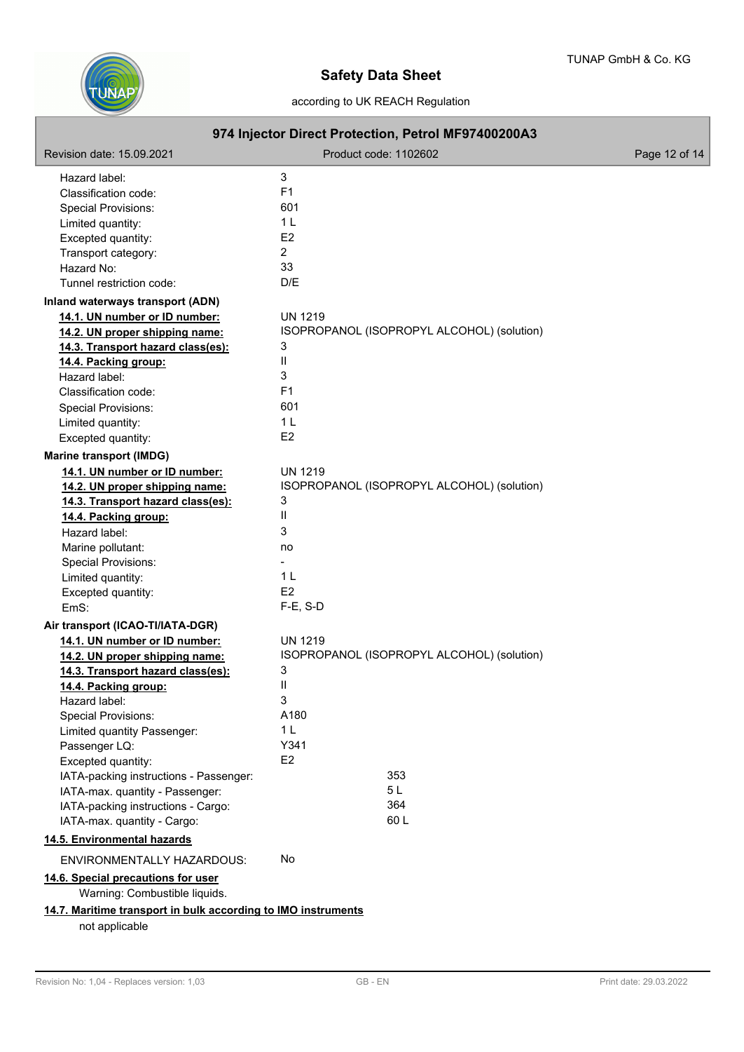| | |
|---|---|
| Hazard label: | 3 |
| Classification code: | F1 |
| Special Provisions: | 601 |
| Limited quantity: | 1 L |
| Excepted quantity: | E2 |
| Transport category: | 2 |
| Hazard No: | 33 |
| Tunnel restriction code: | D/E |

**Inland waterways transport (ADN)**

| | |
|---|---|
| **14.1. UN number or ID number:** | UN 1219 |
| **14.2. UN proper shipping name:** | ISOPROPANOL (ISOPROPYL ALCOHOL) (solution) |
| **14.3. Transport hazard class(es):** | 3 |
| **14.4. Packing group:** | II |
| Hazard label: | 3 |
| Classification code: | F1 |
| Special Provisions: | 601 |
| Limited quantity: | 1 L |
| Excepted quantity: | E2 |

**Marine transport (IMDG)**

| | |
|---|---|
| **14.1. UN number or ID number:** | UN 1219 |
| **14.2. UN proper shipping name:** | ISOPROPANOL (ISOPROPYL ALCOHOL) (solution) |
| **14.3. Transport hazard class(es):** | 3 |
| **14.4. Packing group:** | II |
| Hazard label: | 3 |
| Marine pollutant: | no |
| Special Provisions: | - |
| Limited quantity: | 1 L |
| Excepted quantity: | E2 |
| EmS: | F-E, S-D |

**Air transport (ICAO-TI/IATA-DGR)**

| | |
|---|---|
| **14.1. UN number or ID number:** | UN 1219 |
| **14.2. UN proper shipping name:** | ISOPROPANOL (ISOPROPYL ALCOHOL) (solution) |
| **14.3. Transport hazard class(es):** | 3 |
| **14.4. Packing group:** | II |
| Hazard label: | 3 |
| Special Provisions: | A180 |
| Limited quantity Passenger: | 1 L |
| Passenger LQ: | Y341 |
| Excepted quantity: | E2 |
| IATA-packing instructions - Passenger: | 353 |
| IATA-max. quantity - Passenger: | 5 L |
| IATA-packing instructions - Cargo: | 364 |
| IATA-max. quantity - Cargo: | 60 L |

**14.5. Environmental hazards**

ENVIRONMENTALLY HAZARDOUS: No

**14.6. Special precautions for user**

Warning: Combustible liquids.

**14.7. Maritime transport in bulk according to IMO instruments**

not applicable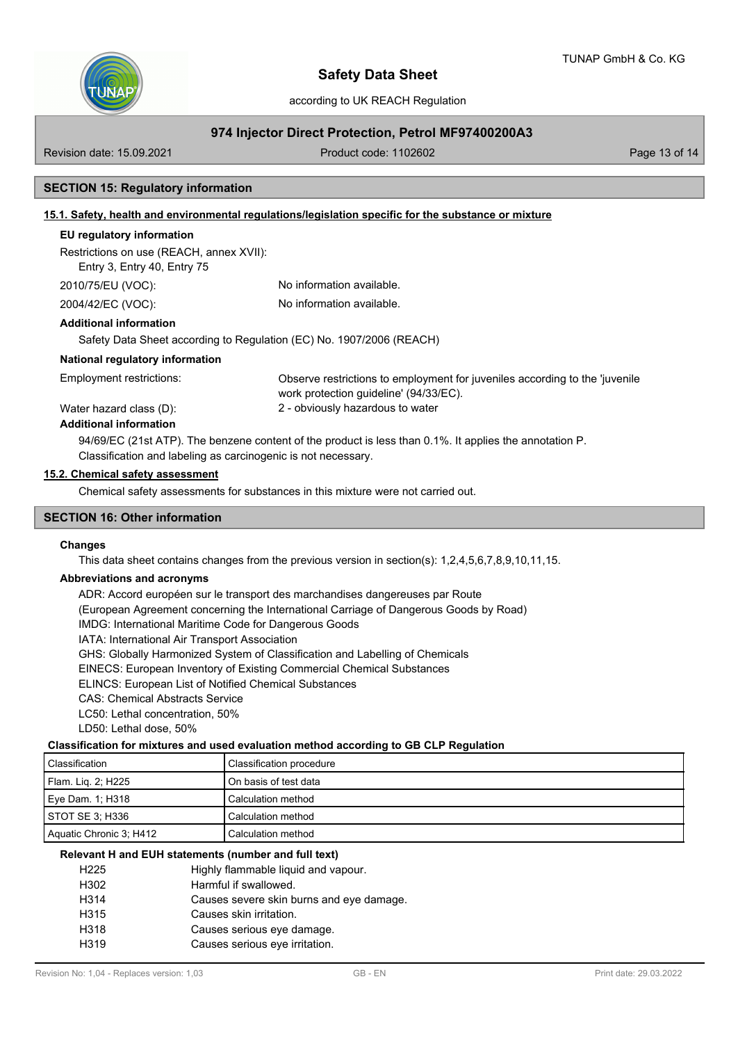## SECTION 15: Regulatory information

### 15.1. Safety, health and environmental regulations/legislation specific for the substance or mixture

**EU regulatory information**

Restrictions on use (REACH, annex XVII):
Entry 3, Entry 40, Entry 75

2010/75/EU (VOC): No information available.

2004/42/EC (VOC): No information available.

**Additional information**

Safety Data Sheet according to Regulation (EC) No. 1907/2006 (REACH)

**National regulatory information**

Employment restrictions: Observe restrictions to employment for juveniles according to the 'juvenile work protection guideline' (94/33/EC).

Water hazard class (D): 2 - obviously hazardous to water

**Additional information**

94/69/EC (21st ATP). The benzene content of the product is less than 0.1%. It applies the annotation P. Classification and labeling as carcinogenic is not necessary.

### 15.2. Chemical safety assessment

Chemical safety assessments for substances in this mixture were not carried out.

## SECTION 16: Other information

**Changes**

This data sheet contains changes from the previous version in section(s): 1,2,4,5,6,7,8,9,10,11,15.

**Abbreviations and acronyms**

ADR: Accord européen sur le transport des marchandises dangereuses par Route
(European Agreement concerning the International Carriage of Dangerous Goods by Road)
IMDG: International Maritime Code for Dangerous Goods
IATA: International Air Transport Association
GHS: Globally Harmonized System of Classification and Labelling of Chemicals
EINECS: European Inventory of Existing Commercial Chemical Substances
ELINCS: European List of Notified Chemical Substances
CAS: Chemical Abstracts Service
LC50: Lethal concentration, 50%
LD50: Lethal dose, 50%

**Classification for mixtures and used evaluation method according to GB CLP Regulation**

| Classification | Classification procedure |
|---|---|
| Flam. Liq. 2; H225 | On basis of test data |
| Eye Dam. 1; H318 | Calculation method |
| STOT SE 3; H336 | Calculation method |
| Aquatic Chronic 3; H412 | Calculation method |

**Relevant H and EUH statements (number and full text)**

| | |
|---|---|
| H225 | Highly flammable liquid and vapour. |
| H302 | Harmful if swallowed. |
| H314 | Causes severe skin burns and eye damage. |
| H315 | Causes skin irritation. |
| H318 | Causes serious eye damage. |
| H319 | Causes serious eye irritation. |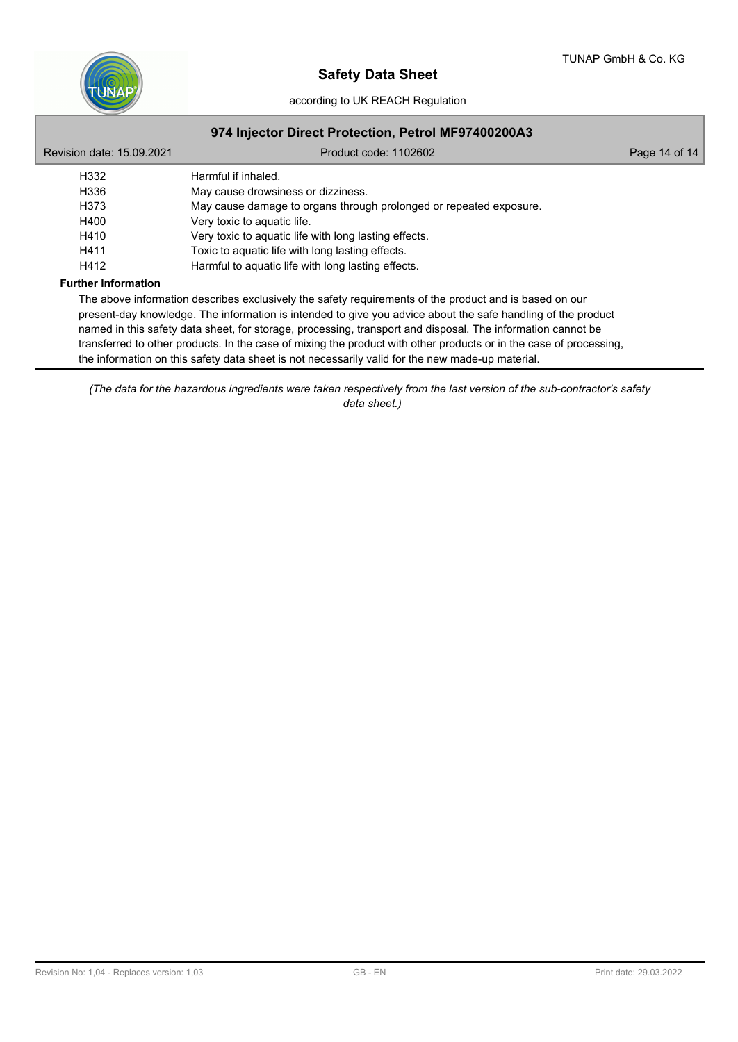| | |
|---|---|
| H332 | Harmful if inhaled. |
| H336 | May cause drowsiness or dizziness. |
| H373 | May cause damage to organs through prolonged or repeated exposure. |
| H400 | Very toxic to aquatic life. |
| H410 | Very toxic to aquatic life with long lasting effects. |
| H411 | Toxic to aquatic life with long lasting effects. |
| H412 | Harmful to aquatic life with long lasting effects. |

**Further Information**

The above information describes exclusively the safety requirements of the product and is based on our present-day knowledge. The information is intended to give you advice about the safe handling of the product named in this safety data sheet, for storage, processing, transport and disposal. The information cannot be transferred to other products. In the case of mixing the product with other products or in the case of processing, the information on this safety data sheet is not necessarily valid for the new made-up material.

*(The data for the hazardous ingredients were taken respectively from the last version of the sub-contractor's safety data sheet.)*